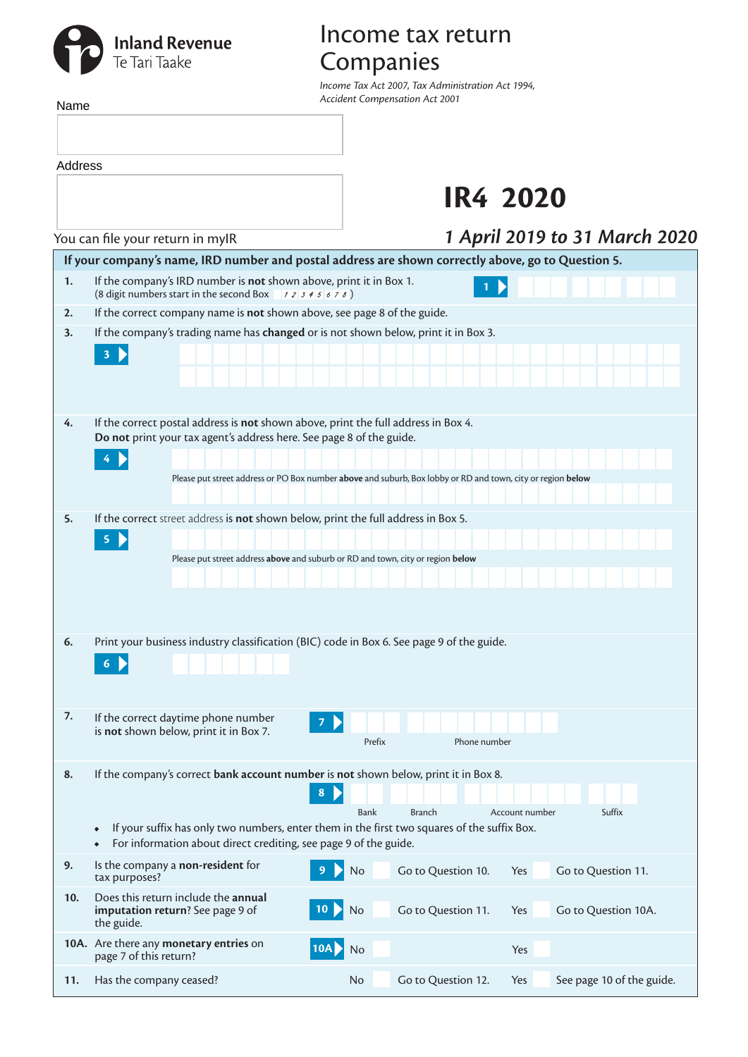Inland Revenue
Te Tari Taake

# Income tax return Companies

*Income Tax Act 2007, Tax Administration Act 1994, Accident Compensation Act 2001*

Name

Address

# IR4 2020

You can file your return in myIR

*1 April 2019 to 31 March 2020*

**If your company's name, IRD number and postal address are shown correctly above, go to Question 5.**

**1.** If the company's IRD number is **not** shown above, print it in Box 1. (8 digit numbers start in the second Box 12345678)

**1**

**2.** If the correct company name is **not** shown above, see page 8 of the guide.

**3.** If the company's trading name has **changed** or is not shown below, print it in Box 3.

**3**

**4.** If the correct postal address is **not** shown above, print the full address in Box 4. **Do not** print your tax agent's address here. See page 8 of the guide.

**4**

Please put street address or PO Box number **above** and suburb, Box lobby or RD and town, city or region **below**

**5.** If the correct street address is **not** shown below, print the full address in Box 5.

**5**

Please put street address **above** and suburb or RD and town, city or region **below**

**6.** Print your business industry classification (BIC) code in Box 6. See page 9 of the guide.

**6**

**7.** If the correct daytime phone number is **not** shown below, print it in Box 7.

**7** Prefix | Phone number

**8.** If the company's correct **bank account number** is **not** shown below, print it in Box 8.

**8** Bank | Branch | Account number | Suffix

- If your suffix has only two numbers, enter them in the first two squares of the suffix Box.
- For information about direct crediting, see page 9 of the guide.

**9.** Is the company a **non-resident** for tax purposes?

**9** No ☐ Go to Question 10. Yes ☐ Go to Question 11.

**10.** Does this return include the **annual imputation return**? See page 9 of the guide.

**10** No ☐ Go to Question 11. Yes ☐ Go to Question 10A.

**10A.** Are there any **monetary entries** on page 7 of this return?

**10A** No ☐ Yes ☐

**11.** Has the company ceased?

No ☐ Go to Question 12. Yes ☐ See page 10 of the guide.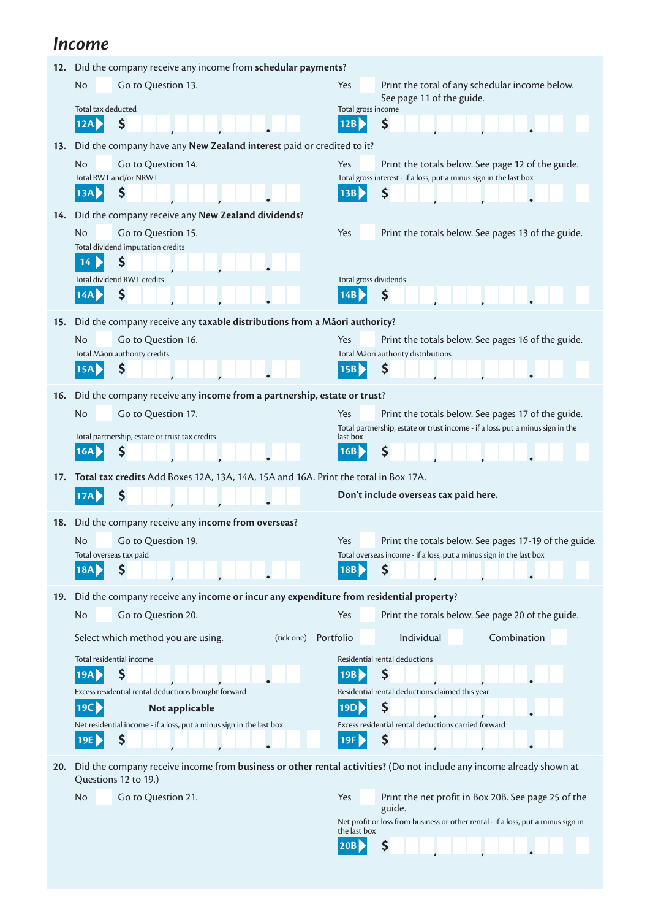## Income

**12.** Did the company receive any income from **schedular payments**?

No ☐ Go to Question 13. Yes ☐ Print the total of any schedular income below. See page 11 of the guide.

Total tax deducted **12A** $ 

Total gross income **12B** $ 

**13.** Did the company have any **New Zealand interest** paid or credited to it?

No ☐ Go to Question 14. Yes ☐ Print the totals below. See page 12 of the guide.

Total RWT and/or NRWT **13A** $ 

Total gross interest - if a loss, put a minus sign in the last box **13B** $ 

**14.** Did the company receive any **New Zealand dividends**?

No ☐ Go to Question 15. Yes ☐ Print the totals below. See pages 13 of the guide.

Total dividend imputation credits **14** $ 

Total dividend RWT credits **14A** $ 

Total gross dividends **14B** $ 

**15.** Did the company receive any **taxable distributions from a Māori authority**?

No ☐ Go to Question 16. Yes ☐ Print the totals below. See pages 16 of the guide.

Total Māori authority credits **15A** $ 

Total Māori authority distributions **15B** $ 

**16.** Did the company receive any **income from a partnership, estate or trust**?

No ☐ Go to Question 17. Yes ☐ Print the totals below. See pages 17 of the guide.

Total partnership, estate or trust tax credits **16A** $ 

Total partnership, estate or trust income - if a loss, put a minus sign in the last box **16B** $ 

**17.** **Total tax credits** Add Boxes 12A, 13A, 14A, 15A and 16A. Print the total in Box 17A.

**17A** $ 

**Don't include overseas tax paid here.**

**18.** Did the company receive any **income from overseas**?

No ☐ Go to Question 19. Yes ☐ Print the totals below. See pages 17-19 of the guide.

Total overseas tax paid **18A** $ 

Total overseas income - if a loss, put a minus sign in the last box **18B** $ 

**19.** Did the company receive any **income or incur any expenditure from residential property**?

No ☐ Go to Question 20. Yes ☐ Print the totals below. See page 20 of the guide.

Select which method you are using. (tick one) Portfolio ☐ Individual ☐ Combination ☐

Total residential income **19A** $ 

Residential rental deductions **19B** $ 

Excess residential rental deductions brought forward **19C** **Not applicable**

Residential rental deductions claimed this year **19D** $ 

Net residential income - if a loss, put a minus sign in the last box **19E** $ 

Excess residential rental deductions carried forward **19F** $ 

**20.** Did the company receive income from **business or other rental activities?** (Do not include any income already shown at Questions 12 to 19.)

No ☐ Go to Question 21. Yes ☐ Print the net profit in Box 20B. See page 25 of the guide.

Net profit or loss from business or other rental - if a loss, put a minus sign in the last box **20B** $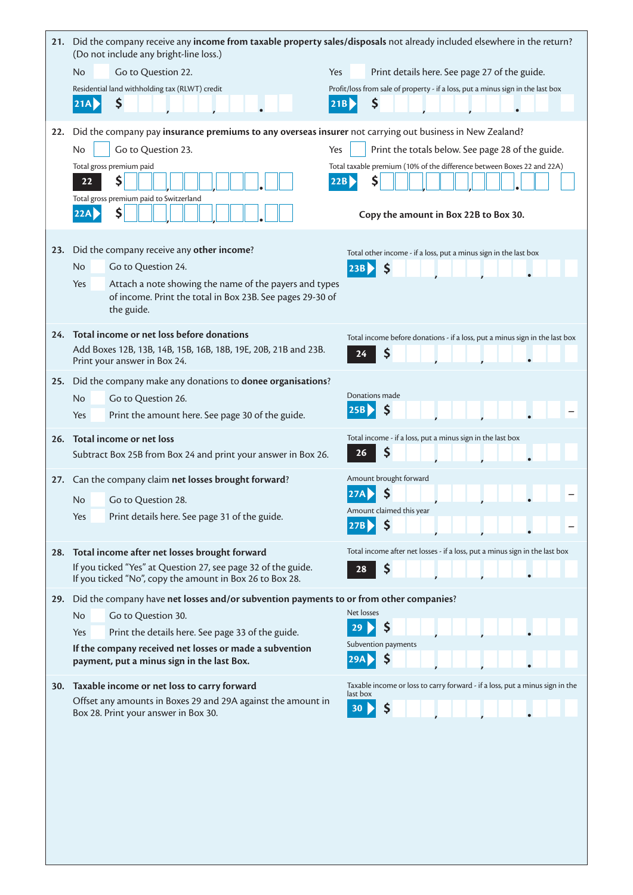**21.** Did the company receive any **income from taxable property sales/disposals** not already included elsewhere in the return? (Do not include any bright-line loss.)

No ☐ Go to Question 22.

Yes ☐ Print details here. See page 27 of the guide.

Residential land withholding tax (RLWT) credit

**21A** $ ___,___,___.__

Profit/loss from sale of property - if a loss, put a minus sign in the last box

**21B** $ ___,___,___.__

**22.** Did the company pay **insurance premiums to any overseas insurer** not carrying out business in New Zealand?

No ☐ Go to Question 23.

Yes ☐ Print the totals below. See page 28 of the guide.

Total gross premium paid

**22** $ ___,___,___.__

Total gross premium paid to Switzerland

**22A** $ ___,___,___.__

Total taxable premium (10% of the difference between Boxes 22 and 22A)

**22B** $ ___,___,___.__

**Copy the amount in Box 22B to Box 30.**

**23.** Did the company receive any **other income**?

No Go to Question 24.

Yes Attach a note showing the name of the payers and types of income. Print the total in Box 23B. See pages 29-30 of the guide.

Total other income - if a loss, put a minus sign in the last box

**23B** $ ___,___,___.__

**24. Total income or net loss before donations**

Add Boxes 12B, 13B, 14B, 15B, 16B, 18B, 19E, 20B, 21B and 23B. Print your answer in Box 24.

Total income before donations - if a loss, put a minus sign in the last box

**24** $ ___,___,___.__

**25.** Did the company make any donations to **donee organisations**?

No Go to Question 26.

Yes Print the amount here. See page 30 of the guide.

Donations made

**25B** $ ___,___,___.__ –

**26. Total income or net loss**

Subtract Box 25B from Box 24 and print your answer in Box 26.

Total income - if a loss, put a minus sign in the last box

**26** $ ___,___,___.__

**27.** Can the company claim **net losses brought forward**?

No Go to Question 28.

Yes Print details here. See page 31 of the guide.

Amount brought forward

**27A** $ ___,___,___.__ –

Amount claimed this year

**27B** $ ___,___,___.__ –

**28. Total income after net losses brought forward**

If you ticked "Yes" at Question 27, see page 32 of the guide.
If you ticked "No", copy the amount in Box 26 to Box 28.

Total income after net losses - if a loss, put a minus sign in the last box

**28** $ ___,___,___.__

**29.** Did the company have **net losses and/or subvention payments to or from other companies**?

No Go to Question 30.

Yes Print the details here. See page 33 of the guide.

**If the company received net losses or made a subvention payment, put a minus sign in the last Box.**

Net losses

**29** $ ___,___,___.__

Subvention payments

**29A** $ ___,___,___.__

**30. Taxable income or net loss to carry forward**

Offset any amounts in Boxes 29 and 29A against the amount in Box 28. Print your answer in Box 30.

Taxable income or loss to carry forward - if a loss, put a minus sign in the last box

**30** $ ___,___,___.__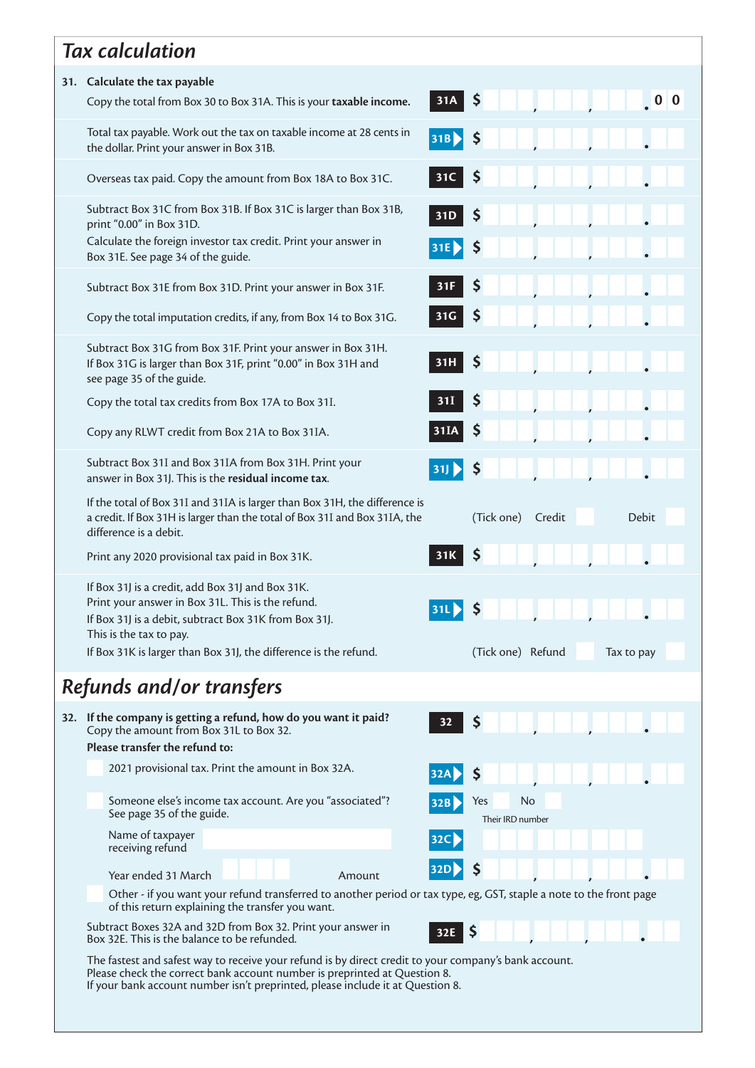## Tax calculation

**31. Calculate the tax payable**

Copy the total from Box 30 to Box 31A. This is your **taxable income.** **31A** $ , , .0 0

Total tax payable. Work out the tax on taxable income at 28 cents in the dollar. Print your answer in Box 31B. **31B** $ , , .

Overseas tax paid. Copy the amount from Box 18A to Box 31C. **31C** $ , , .

Subtract Box 31C from Box 31B. If Box 31C is larger than Box 31B, print "0.00" in Box 31D. **31D** $ , , .

Calculate the foreign investor tax credit. Print your answer in Box 31E. See page 34 of the guide. **31E** $ , , .

Subtract Box 31E from Box 31D. Print your answer in Box 31F. **31F** $ , , .

Copy the total imputation credits, if any, from Box 14 to Box 31G. **31G** $ , , .

Subtract Box 31G from Box 31F. Print your answer in Box 31H. If Box 31G is larger than Box 31F, print "0.00" in Box 31H and see page 35 of the guide. **31H** $ , , .

Copy the total tax credits from Box 17A to Box 31I. **31I** $ , , .

Copy any RLWT credit from Box 21A to Box 31IA. **31IA** $ , , .

Subtract Box 31I and Box 31IA from Box 31H. Print your answer in Box 31J. This is the **residual income tax**. **31J** $ , , .

If the total of Box 31I and 31IA is larger than Box 31H, the difference is a credit. If Box 31H is larger than the total of Box 31I and Box 31IA, the difference is a debit. (Tick one) Credit ☐ Debit ☐

Print any 2020 provisional tax paid in Box 31K. **31K** $ , , .

If Box 31J is a credit, add Box 31J and Box 31K. Print your answer in Box 31L. This is the refund.
If Box 31J is a debit, subtract Box 31K from Box 31J. This is the tax to pay.
If Box 31K is larger than Box 31J, the difference is the refund. **31L** $ , , .

(Tick one) Refund ☐ Tax to pay ☐

## Refunds and/or transfers

**32. If the company is getting a refund, how do you want it paid?**
Copy the amount from Box 31L to Box 32. **32** $ , , .

**Please transfer the refund to:**

☐ 2021 provisional tax. Print the amount in Box 32A. **32A** $ , , .

☐ Someone else's income tax account. Are you "associated"? See page 35 of the guide. **32B** Yes ☐ No ☐

Name of taxpayer receiving refund **32C** Their IRD number

Year ended 31 March Amount **32D** $ , , .

☐ Other - if you want your refund transferred to another period or tax type, eg, GST, staple a note to the front page of this return explaining the transfer you want.

Subtract Boxes 32A and 32D from Box 32. Print your answer in Box 32E. This is the balance to be refunded. **32E** $ , , .

The fastest and safest way to receive your refund is by direct credit to your company's bank account.
Please check the correct bank account number is preprinted at Question 8.
If your bank account number isn't preprinted, please include it at Question 8.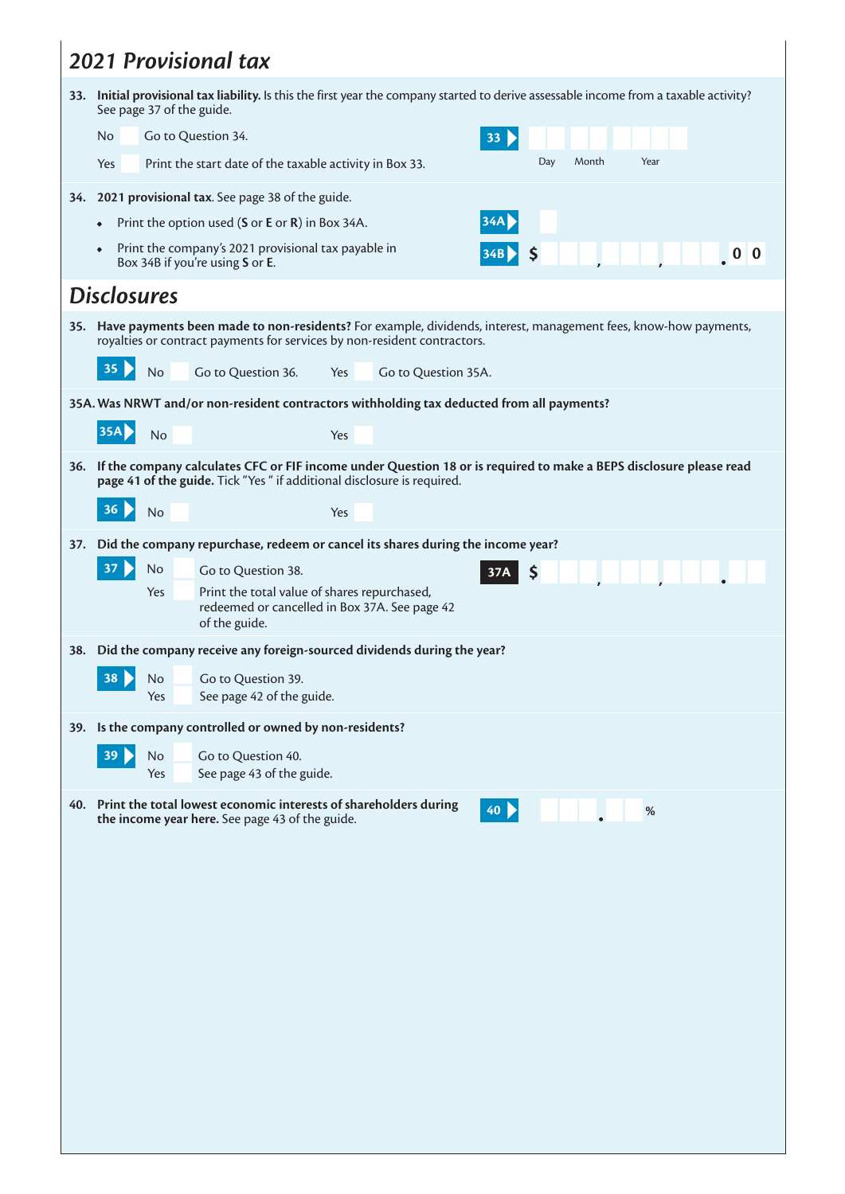## *2021 Provisional tax*

**33. Initial provisional tax liability.** Is this the first year the company started to derive assessable income from a taxable activity? See page 37 of the guide.

No ☐ Go to Question 34.

Yes ☐ Print the start date of the taxable activity in Box 33.

**33** Day Month Year

**34. 2021 provisional tax**. See page 38 of the guide.

- Print the option used (**S** or **E** or **R**) in Box 34A.
- Print the company's 2021 provisional tax payable in Box 34B if you're using **S** or **E**.

**34A**

**34B** $ , , .00

## *Disclosures*

**35. Have payments been made to non-residents?** For example, dividends, interest, management fees, know-how payments, royalties or contract payments for services by non-resident contractors.

**35** No ☐ Go to Question 36. Yes ☐ Go to Question 35A.

**35A. Was NRWT and/or non-resident contractors withholding tax deducted from all payments?**

**35A** No ☐ Yes ☐

**36. If the company calculates CFC or FIF income under Question 18 or is required to make a BEPS disclosure please read page 41 of the guide.** Tick "Yes " if additional disclosure is required.

**36** No ☐ Yes ☐

**37. Did the company repurchase, redeem or cancel its shares during the income year?**

**37** No ☐ Go to Question 38.

Yes ☐ Print the total value of shares repurchased, redeemed or cancelled in Box 37A. See page 42 of the guide.

**37A** $ , , .

**38. Did the company receive any foreign-sourced dividends during the year?**

**38** No ☐ Go to Question 39.

Yes ☐ See page 42 of the guide.

**39. Is the company controlled or owned by non-residents?**

**39** No ☐ Go to Question 40.

Yes ☐ See page 43 of the guide.

**40. Print the total lowest economic interests of shareholders during the income year here.** See page 43 of the guide.

**40** . %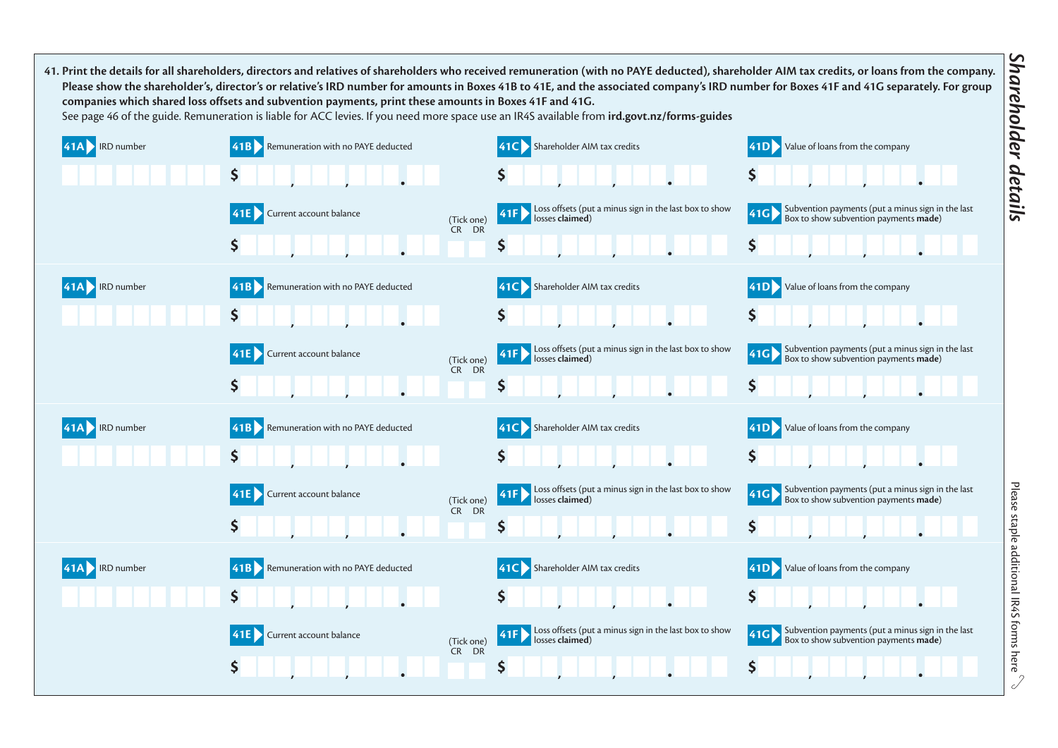## Shareholder details

**41. Print the details for all shareholders, directors and relatives of shareholders who received remuneration (with no PAYE deducted), shareholder AIM tax credits, or loans from the company. Please show the shareholder's, director's or relative's IRD number for amounts in Boxes 41B to 41E, and the associated company's IRD number for Boxes 41F and 41G separately. For group companies which shared loss offsets and subvention payments, print these amounts in Boxes 41F and 41G.**

See page 46 of the guide. Remuneration is liable for ACC levies. If you need more space use an IR4S available from **ird.govt.nz/forms-guides**

**41A** IRD number

**41B** Remuneration with no PAYE deducted $ , , .

**41C** Shareholder AIM tax credits $ , , .

**41D** Value of loans from the company $ , , .

**41E** Current account balance $ , , . (Tick one) CR DR

**41F** Loss offsets (put a minus sign in the last box to show losses **claimed**) $ , , .

**41G** Subvention payments (put a minus sign in the last Box to show subvention payments **made**) $ , , .

**41A** IRD number

**41B** Remuneration with no PAYE deducted $ , , .

**41C** Shareholder AIM tax credits $ , , .

**41D** Value of loans from the company $ , , .

**41E** Current account balance $ , , . (Tick one) CR DR

**41F** Loss offsets (put a minus sign in the last box to show losses **claimed**) $ , , .

**41G** Subvention payments (put a minus sign in the last Box to show subvention payments **made**) $ , , .

**41A** IRD number

**41B** Remuneration with no PAYE deducted $ , , .

**41C** Shareholder AIM tax credits $ , , .

**41D** Value of loans from the company $ , , .

**41E** Current account balance $ , , . (Tick one) CR DR

**41F** Loss offsets (put a minus sign in the last box to show losses **claimed**) $ , , .

**41G** Subvention payments (put a minus sign in the last Box to show subvention payments **made**) $ , , .

**41A** IRD number

**41B** Remuneration with no PAYE deducted $ , , .

**41C** Shareholder AIM tax credits $ , , .

**41D** Value of loans from the company $ , , .

**41E** Current account balance $ , , . (Tick one) CR DR

**41F** Loss offsets (put a minus sign in the last box to show losses **claimed**) $ , , .

**41G** Subvention payments (put a minus sign in the last Box to show subvention payments **made**) $ , , .

Please staple additional IR4S forms here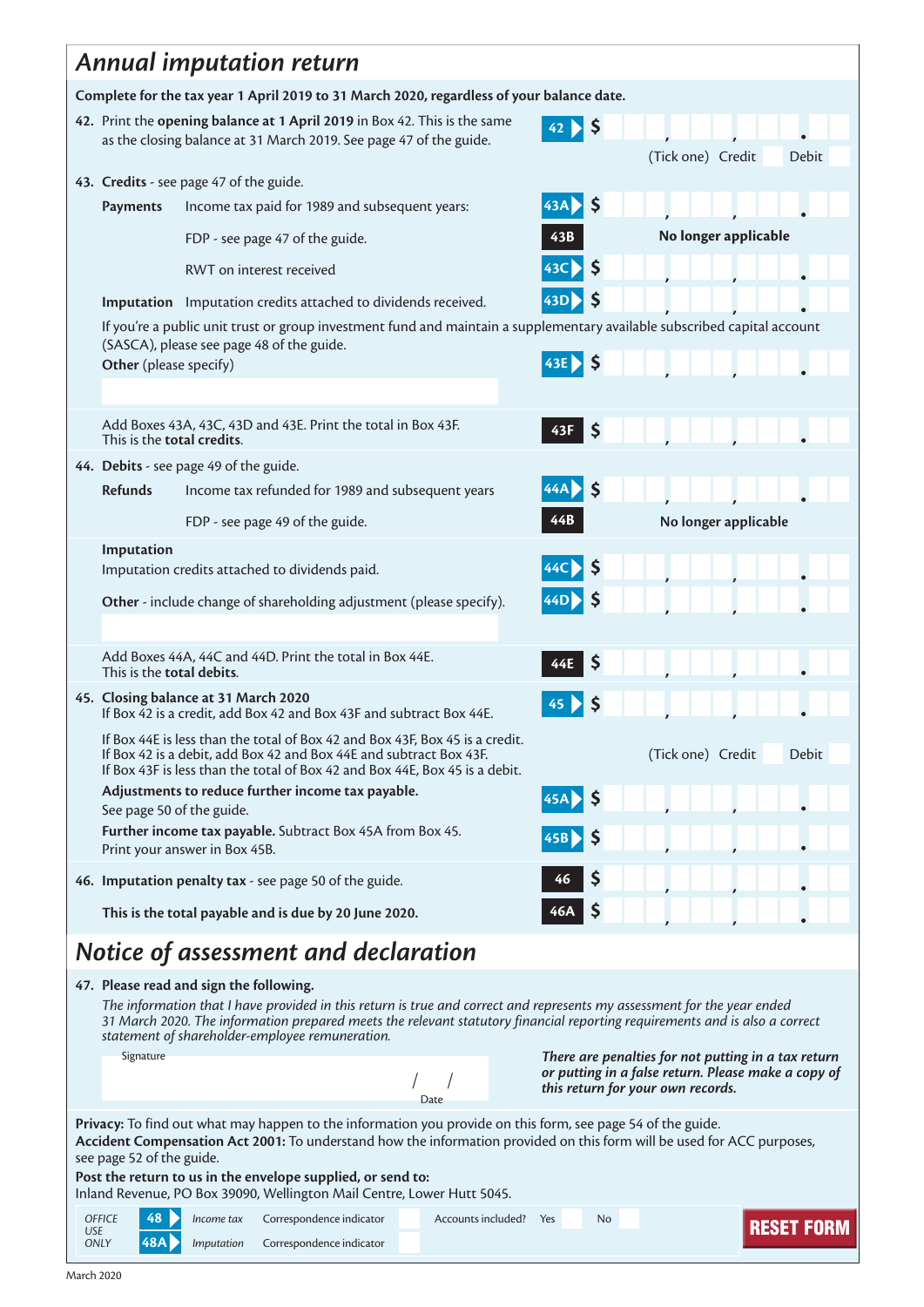## *Annual imputation return*

**Complete for the tax year 1 April 2019 to 31 March 2020, regardless of your balance date.**

**42.** Print the **opening balance at 1 April 2019** in Box 42. This is the same as the closing balance at 31 March 2019. See page 47 of the guide. **42** $ (Tick one) Credit Debit

**43. Credits** - see page 47 of the guide.

| | | | |
|---|---|---|---|
| **Payments** | Income tax paid for 1989 and subsequent years: | **43A** | $ |
| | FDP - see page 47 of the guide. | **43B** | **No longer applicable** |
| | RWT on interest received | **43C** | $ |
| **Imputation** | Imputation credits attached to dividends received. | **43D** | $ |

If you're a public unit trust or group investment fund and maintain a supplementary available subscribed capital account (SASCA), please see page 48 of the guide.

**Other** (please specify) **43E** $

Add Boxes 43A, 43C, 43D and 43E. Print the total in Box 43F. This is the **total credits**. **43F** $

**44. Debits** - see page 49 of the guide.

| | | | |
|---|---|---|---|
| **Refunds** | Income tax refunded for 1989 and subsequent years | **44A** | $ |
| | FDP - see page 49 of the guide. | **44B** | **No longer applicable** |

**Imputation**

Imputation credits attached to dividends paid. **44C** $

**Other** - include change of shareholding adjustment (please specify). **44D** $

Add Boxes 44A, 44C and 44D. Print the total in Box 44E. This is the **total debits**. **44E** $

**45. Closing balance at 31 March 2020** **45** $
If Box 42 is a credit, add Box 42 and Box 43F and subtract Box 44E.

If Box 44E is less than the total of Box 42 and Box 43F, Box 45 is a credit.
If Box 42 is a debit, add Box 42 and Box 44E and subtract Box 43F.
If Box 43F is less than the total of Box 42 and Box 44E, Box 45 is a debit. (Tick one) Credit Debit

**Adjustments to reduce further income tax payable.** See page 50 of the guide. **45A** $

**Further income tax payable.** Subtract Box 45A from Box 45. Print your answer in Box 45B. **45B** $

**46. Imputation penalty tax** - see page 50 of the guide. **46** $

**This is the total payable and is due by 20 June 2020.** **46A** $

## *Notice of assessment and declaration*

**47. Please read and sign the following.**

*The information that I have provided in this return is true and correct and represents my assessment for the year ended 31 March 2020. The information prepared meets the relevant statutory financial reporting requirements and is also a correct statement of shareholder-employee remuneration.*

Signature / / Date

***There are penalties for not putting in a tax return or putting in a false return. Please make a copy of this return for your own records.***

**Privacy:** To find out what may happen to the information you provide on this form, see page 54 of the guide.
**Accident Compensation Act 2001:** To understand how the information provided on this form will be used for ACC purposes, see page 52 of the guide.

**Post the return to us in the envelope supplied, or send to:**
Inland Revenue, PO Box 39090, Wellington Mail Centre, Lower Hutt 5045.

| | | | | |
|---|---|---|---|---|
| *OFFICE USE ONLY* | **48** | *Income tax* | Correspondence indicator | Accounts included? Yes No |
| | **48A** | *Imputation* | Correspondence indicator | |

RESET FORM

March 2020